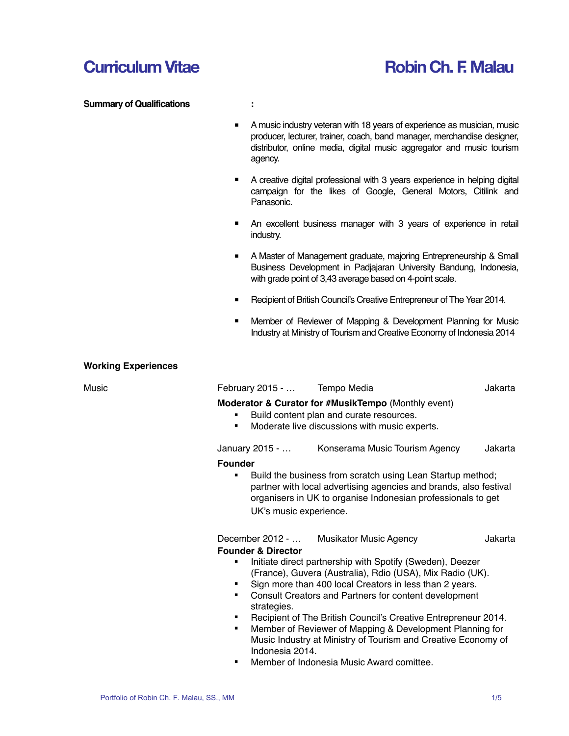# Curriculum Vitae — Robin Ch. F. Malau

**Summary of Qualifications** :

- A music industry veteran with 18 years of experience as musician, music producer, lecturer, trainer, coach, band manager, merchandise designer, distributor, online media, digital music aggregator and music tourism agency.
- A creative digital professional with 3 years experience in helping digital campaign for the likes of Google, General Motors, Citilink and Panasonic.
- An excellent business manager with 3 years of experience in retail industry.
- A Master of Management graduate, majoring Entrepreneurship & Small Business Development in Padjajaran University Bandung, Indonesia, with grade point of 3,43 average based on 4-point scale.
- Recipient of British Council's Creative Entrepreneur of The Year 2014.
- Member of Reviewer of Mapping & Development Planning for Music Industry at Ministry of Tourism and Creative Economy of Indonesia 2014

## Working Experiences

### Music

February 2015 - … | Tempo Media | Jakarta

**Moderator & Curator for #MusikTempo** (Monthly event)

- Build content plan and curate resources.
- Moderate live discussions with music experts.

January 2015 - … | Konserama Music Tourism Agency | Jakarta

**Founder**

- Build the business from scratch using Lean Startup method; partner with local advertising agencies and brands, also festival organisers in UK to organise Indonesian professionals to get UK's music experience.

December 2012 - … | Musikator Music Agency | Jakarta

**Founder & Director**

- Initiate direct partnership with Spotify (Sweden), Deezer (France), Guvera (Australia), Rdio (USA), Mix Radio (UK).
- Sign more than 400 local Creators in less than 2 years.
- Consult Creators and Partners for content development strategies.
- Recipient of The British Council's Creative Entrepreneur 2014.
- Member of Reviewer of Mapping & Development Planning for Music Industry at Ministry of Tourism and Creative Economy of Indonesia 2014.
- Member of Indonesia Music Award comittee.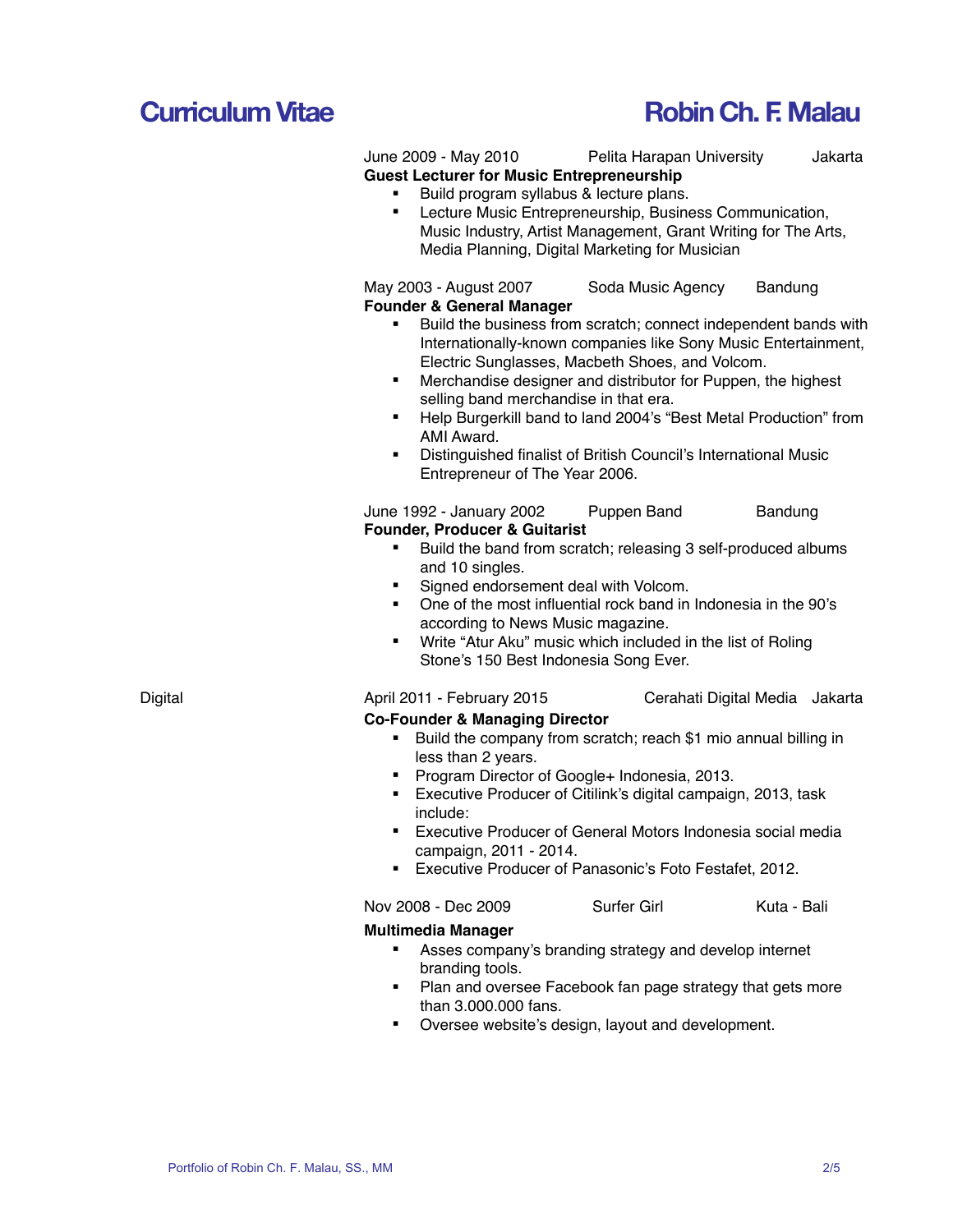# Curriculum Vitae

# Robin Ch. F. Malau

June 2009 - May 2010 | Pelita Harapan University | Jakarta

**Guest Lecturer for Music Entrepreneurship**

- Build program syllabus & lecture plans.
- Lecture Music Entrepreneurship, Business Communication, Music Industry, Artist Management, Grant Writing for The Arts, Media Planning, Digital Marketing for Musician

May 2003 - August 2007 | Soda Music Agency | Bandung

**Founder & General Manager**

- Build the business from scratch; connect independent bands with Internationally-known companies like Sony Music Entertainment, Electric Sunglasses, Macbeth Shoes, and Volcom.
- Merchandise designer and distributor for Puppen, the highest selling band merchandise in that era.
- Help Burgerkill band to land 2004's "Best Metal Production" from AMI Award.
- Distinguished finalist of British Council's International Music Entrepreneur of The Year 2006.

June 1992 - January 2002 | Puppen Band | Bandung

**Founder, Producer & Guitarist**

- Build the band from scratch; releasing 3 self-produced albums and 10 singles.
- Signed endorsement deal with Volcom.
- One of the most influential rock band in Indonesia in the 90's according to News Music magazine.
- Write "Atur Aku" music which included in the list of Roling Stone's 150 Best Indonesia Song Ever.

## Digital

April 2011 - February 2015 | Cerahati Digital Media | Jakarta

**Co-Founder & Managing Director**

- Build the company from scratch; reach $1 mio annual billing in less than 2 years.
- Program Director of Google+ Indonesia, 2013.
- Executive Producer of Citilink's digital campaign, 2013, task include:
- Executive Producer of General Motors Indonesia social media campaign, 2011 - 2014.
- Executive Producer of Panasonic's Foto Festafet, 2012.

Nov 2008 - Dec 2009 | Surfer Girl | Kuta - Bali

**Multimedia Manager**

- Asses company's branding strategy and develop internet branding tools.
- Plan and oversee Facebook fan page strategy that gets more than 3.000.000 fans.
- Oversee website's design, layout and development.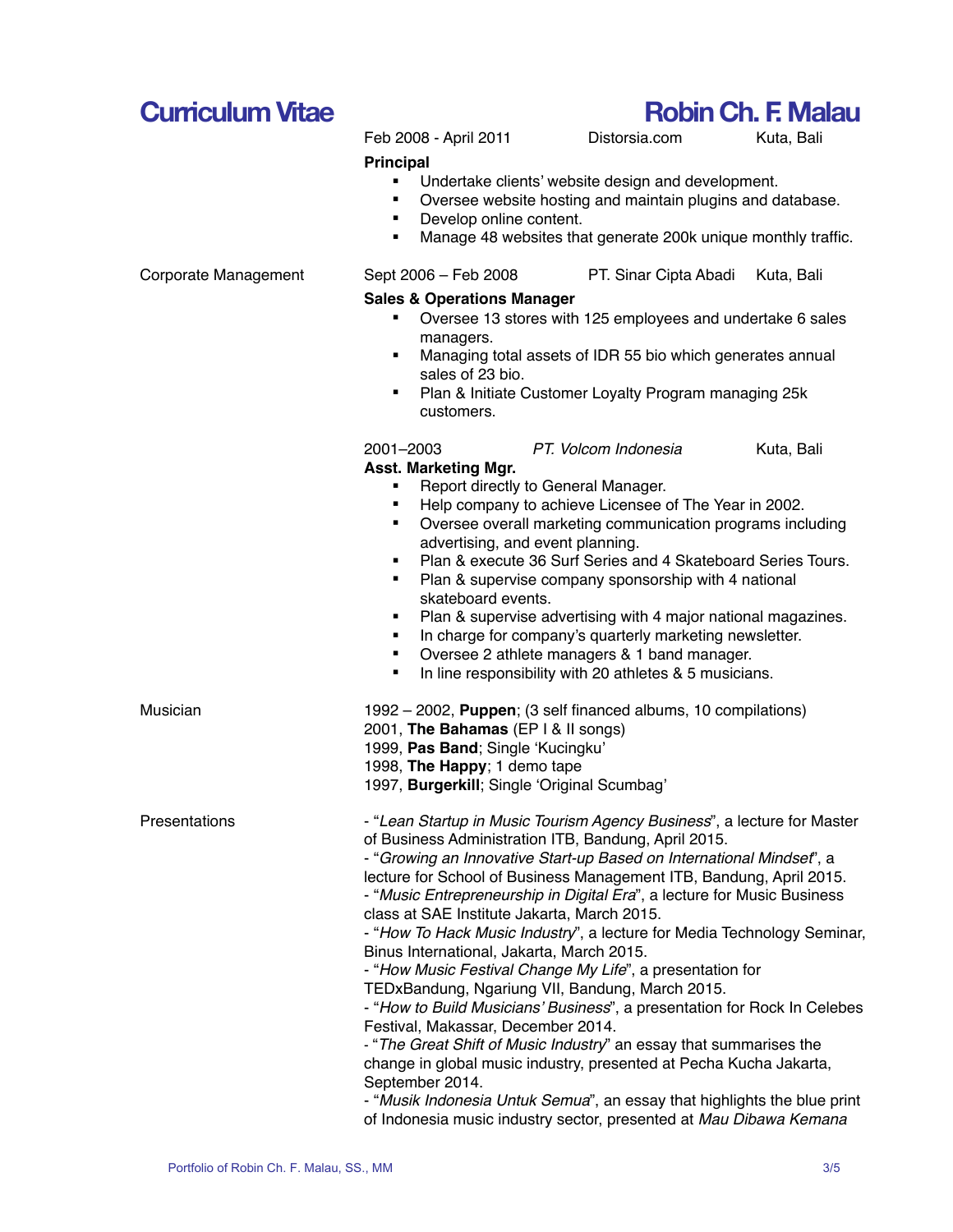# Curriculum Vitae

# Robin Ch. F. Malau

Feb 2008 - April 2011 | Distorsia.com | Kuta, Bali

**Principal**

- Undertake clients' website design and development.
- Oversee website hosting and maintain plugins and database.
- Develop online content.
- Manage 48 websites that generate 200k unique monthly traffic.

## Corporate Management

Sept 2006 – Feb 2008 | PT. Sinar Cipta Abadi | Kuta, Bali

**Sales & Operations Manager**

- Oversee 13 stores with 125 employees and undertake 6 sales managers.
- Managing total assets of IDR 55 bio which generates annual sales of 23 bio.
- Plan & Initiate Customer Loyalty Program managing 25k customers.

2001–2003 | *PT. Volcom Indonesia* | Kuta, Bali

**Asst. Marketing Mgr.**

- Report directly to General Manager.
- Help company to achieve Licensee of The Year in 2002.
- Oversee overall marketing communication programs including advertising, and event planning.
- Plan & execute 36 Surf Series and 4 Skateboard Series Tours.
- Plan & supervise company sponsorship with 4 national skateboard events.
- Plan & supervise advertising with 4 major national magazines.
- In charge for company's quarterly marketing newsletter.
- Oversee 2 athlete managers & 1 band manager.
- In line responsibility with 20 athletes & 5 musicians.

## Musician

1992 – 2002, **Puppen**; (3 self financed albums, 10 compilations)
2001, **The Bahamas** (EP I & II songs)
1999, **Pas Band**; Single 'Kucingku'
1998, **The Happy**; 1 demo tape
1997, **Burgerkill**; Single 'Original Scumbag'

## Presentations

- "*Lean Startup in Music Tourism Agency Business*", a lecture for Master of Business Administration ITB, Bandung, April 2015.
- "*Growing an Innovative Start-up Based on International Mindset*", a lecture for School of Business Management ITB, Bandung, April 2015.
- "*Music Entrepreneurship in Digital Era*", a lecture for Music Business class at SAE Institute Jakarta, March 2015.
- "*How To Hack Music Industry*", a lecture for Media Technology Seminar, Binus International, Jakarta, March 2015.
- "*How Music Festival Change My Life*", a presentation for TEDxBandung, Ngariung VII, Bandung, March 2015.
- "*How to Build Musicians' Business*", a presentation for Rock In Celebes Festival, Makassar, December 2014.
- "*The Great Shift of Music Industry*" an essay that summarises the change in global music industry, presented at Pecha Kucha Jakarta, September 2014.
- "*Musik Indonesia Untuk Semua*", an essay that highlights the blue print of Indonesia music industry sector, presented at *Mau Dibawa Kemana*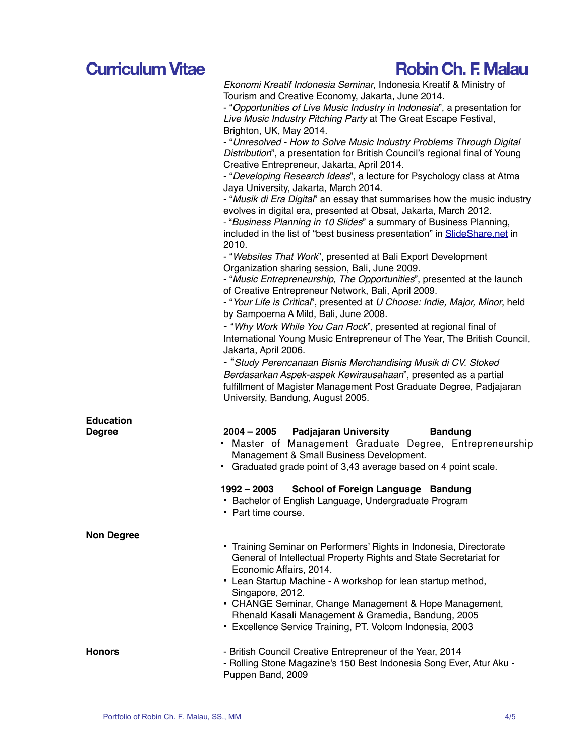*Ekonomi Kreatif Indonesia Seminar*, Indonesia Kreatif & Ministry of Tourism and Creative Economy, Jakarta, June 2014.
- "*Opportunities of Live Music Industry in Indonesia*", a presentation for *Live Music Industry Pitching Party* at The Great Escape Festival, Brighton, UK, May 2014.
- "*Unresolved - How to Solve Music Industry Problems Through Digital Distribution*", a presentation for British Council's regional final of Young Creative Entrepreneur, Jakarta, April 2014.
- "*Developing Research Ideas*", a lecture for Psychology class at Atma Jaya University, Jakarta, March 2014.
- "*Musik di Era Digital*" an essay that summarises how the music industry evolves in digital era, presented at Obsat, Jakarta, March 2012.
- "*Business Planning in 10 Slides*" a summary of Business Planning, included in the list of "best business presentation" in SlideShare.net in 2010.
- "*Websites That Work*", presented at Bali Export Development Organization sharing session, Bali, June 2009.
- "*Music Entrepreneurship, The Opportunities*", presented at the launch of Creative Entrepreneur Network, Bali, April 2009.
- "*Your Life is Critical*", presented at *U Choose: Indie, Major, Minor*, held by Sampoerna A Mild, Bali, June 2008.
- "*Why Work While You Can Rock*", presented at regional final of International Young Music Entrepreneur of The Year, The British Council, Jakarta, April 2006.
- "*Study Perencanaan Bisnis Merchandising Musik di CV. Stoked Berdasarkan Aspek-aspek Kewirausahaan*", presented as a partial fulfillment of Magister Management Post Graduate Degree, Padjajaran University, Bandung, August 2005.

## Education

### Degree

**2004 – 2005 Padjajaran University Bandung**

- Master of Management Graduate Degree, Entrepreneurship Management & Small Business Development.
- Graduated grade point of 3,43 average based on 4 point scale.

**1992 – 2003 School of Foreign Language Bandung**

- Bachelor of English Language, Undergraduate Program
- Part time course.

### Non Degree

- Training Seminar on Performers' Rights in Indonesia, Directorate General of Intellectual Property Rights and State Secretariat for Economic Affairs, 2014.
- Lean Startup Machine - A workshop for lean startup method, Singapore, 2012.
- CHANGE Seminar, Change Management & Hope Management, Rhenald Kasali Management & Gramedia, Bandung, 2005
- Excellence Service Training, PT. Volcom Indonesia, 2003

## Honors

- British Council Creative Entrepreneur of the Year, 2014
- Rolling Stone Magazine's 150 Best Indonesia Song Ever, Atur Aku - Puppen Band, 2009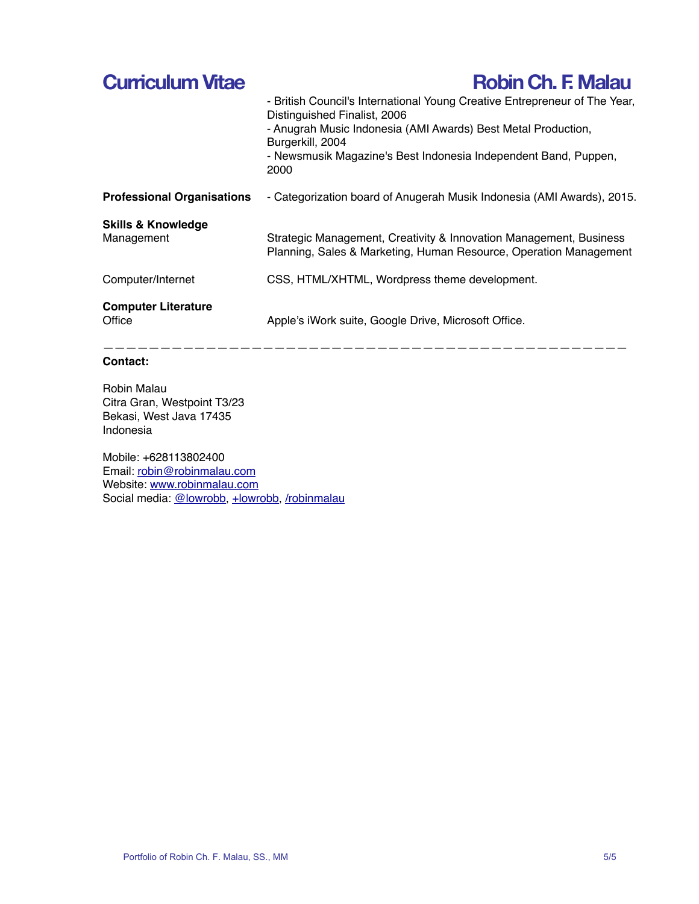# Curriculum Vitae

## Robin Ch. F. Malau

| | |
|---|---|
| | - British Council's International Young Creative Entrepreneur of The Year, Distinguished Finalist, 2006<br>- Anugrah Music Indonesia (AMI Awards) Best Metal Production, Burgerkill, 2004<br>- Newsmusik Magazine's Best Indonesia Independent Band, Puppen, 2000 |
| **Professional Organisations** | - Categorization board of Anugerah Musik Indonesia (AMI Awards), 2015. |
| **Skills & Knowledge** | |
| Management | Strategic Management, Creativity & Innovation Management, Business Planning, Sales & Marketing, Human Resource, Operation Management |
| Computer/Internet | CSS, HTML/XHTML, Wordpress theme development. |
| **Computer Literature** | |
| Office | Apple's iWork suite, Google Drive, Microsoft Office. |

---

**Contact:**

Robin Malau
Citra Gran, Westpoint T3/23
Bekasi, West Java 17435
Indonesia

Mobile: +628113802400
Email: robin@robinmalau.com
Website: www.robinmalau.com
Social media: @lowrobb, +lowrobb, /robinmalau